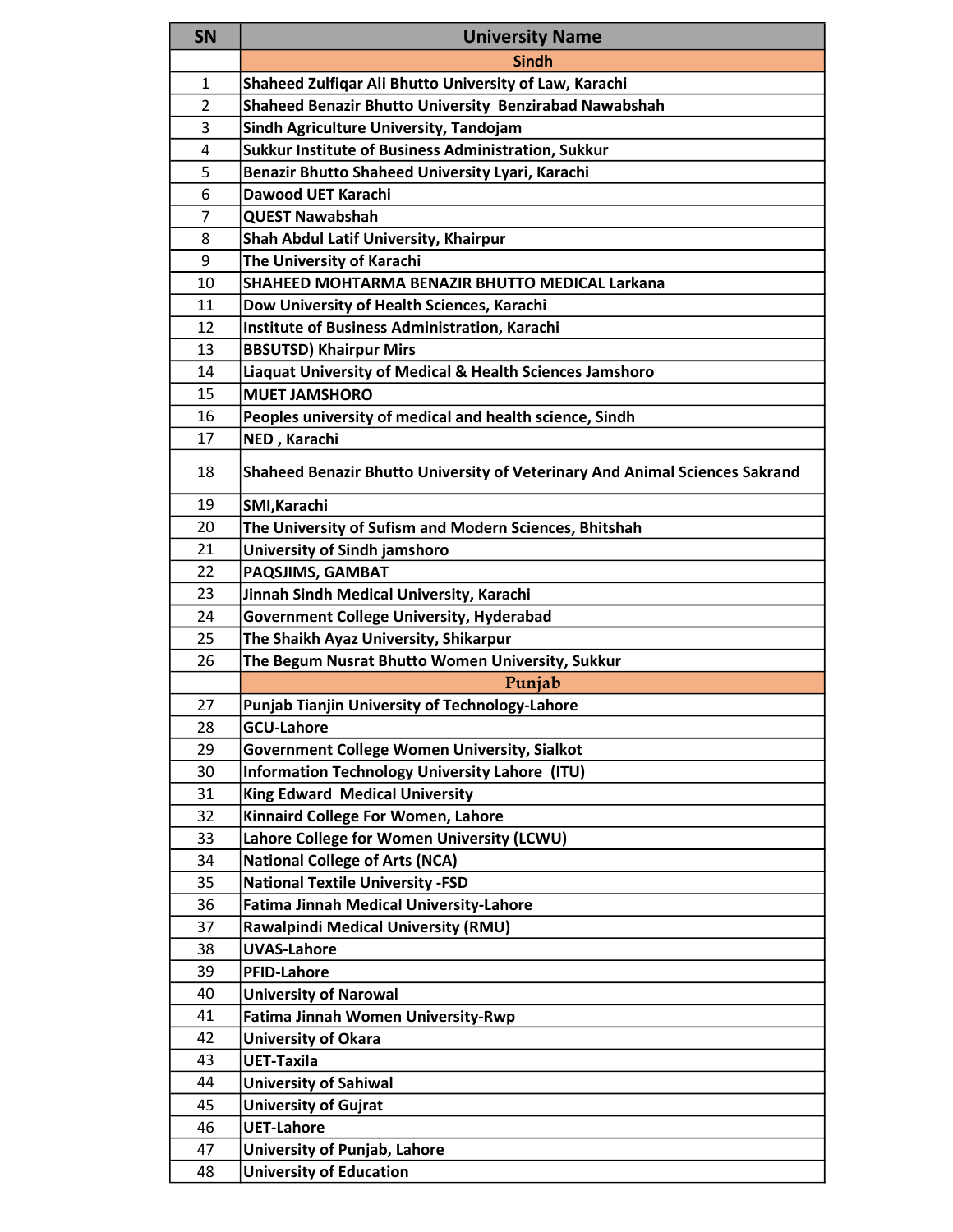| SN | University Name |
|---|---|
| | **Sindh** |
| 1 | Shaheed Zulfiqar Ali Bhutto University of Law, Karachi |
| 2 | Shaheed Benazir Bhutto University  Benzirabad Nawabshah |
| 3 | Sindh Agriculture University, Tandojam |
| 4 | Sukkur Institute of Business Administration, Sukkur |
| 5 | Benazir Bhutto Shaheed University Lyari, Karachi |
| 6 | Dawood UET Karachi |
| 7 | QUEST Nawabshah |
| 8 | Shah Abdul Latif University, Khairpur |
| 9 | The University of Karachi |
| 10 | SHAHEED MOHTARMA BENAZIR BHUTTO MEDICAL Larkana |
| 11 | Dow University of Health Sciences, Karachi |
| 12 | Institute of Business Administration, Karachi |
| 13 | BBSUTSD) Khairpur Mirs |
| 14 | Liaquat University of Medical & Health Sciences Jamshoro |
| 15 | MUET JAMSHORO |
| 16 | Peoples university of medical and health science, Sindh |
| 17 | NED , Karachi |
| 18 | Shaheed Benazir Bhutto University of Veterinary And Animal Sciences Sakrand |
| 19 | SMI,Karachi |
| 20 | The University of Sufism and Modern Sciences, Bhitshah |
| 21 | University of Sindh jamshoro |
| 22 | PAQSJIMS, GAMBAT |
| 23 | Jinnah Sindh Medical University, Karachi |
| 24 | Government College University, Hyderabad |
| 25 | The Shaikh Ayaz University, Shikarpur |
| 26 | The Begum Nusrat Bhutto Women University, Sukkur |
| | **Punjab** |
| 27 | Punjab Tianjin University of Technology-Lahore |
| 28 | GCU-Lahore |
| 29 | Government College Women University, Sialkot |
| 30 | Information Technology University Lahore  (ITU) |
| 31 | King Edward  Medical University |
| 32 | Kinnaird College For Women, Lahore |
| 33 | Lahore College for Women University (LCWU) |
| 34 | National College of Arts (NCA) |
| 35 | National Textile University -FSD |
| 36 | Fatima Jinnah Medical University-Lahore |
| 37 | Rawalpindi Medical University (RMU) |
| 38 | UVAS-Lahore |
| 39 | PFID-Lahore |
| 40 | University of Narowal |
| 41 | Fatima Jinnah Women University-Rwp |
| 42 | University of Okara |
| 43 | UET-Taxila |
| 44 | University of Sahiwal |
| 45 | University of Gujrat |
| 46 | UET-Lahore |
| 47 | University of Punjab, Lahore |
| 48 | University of Education |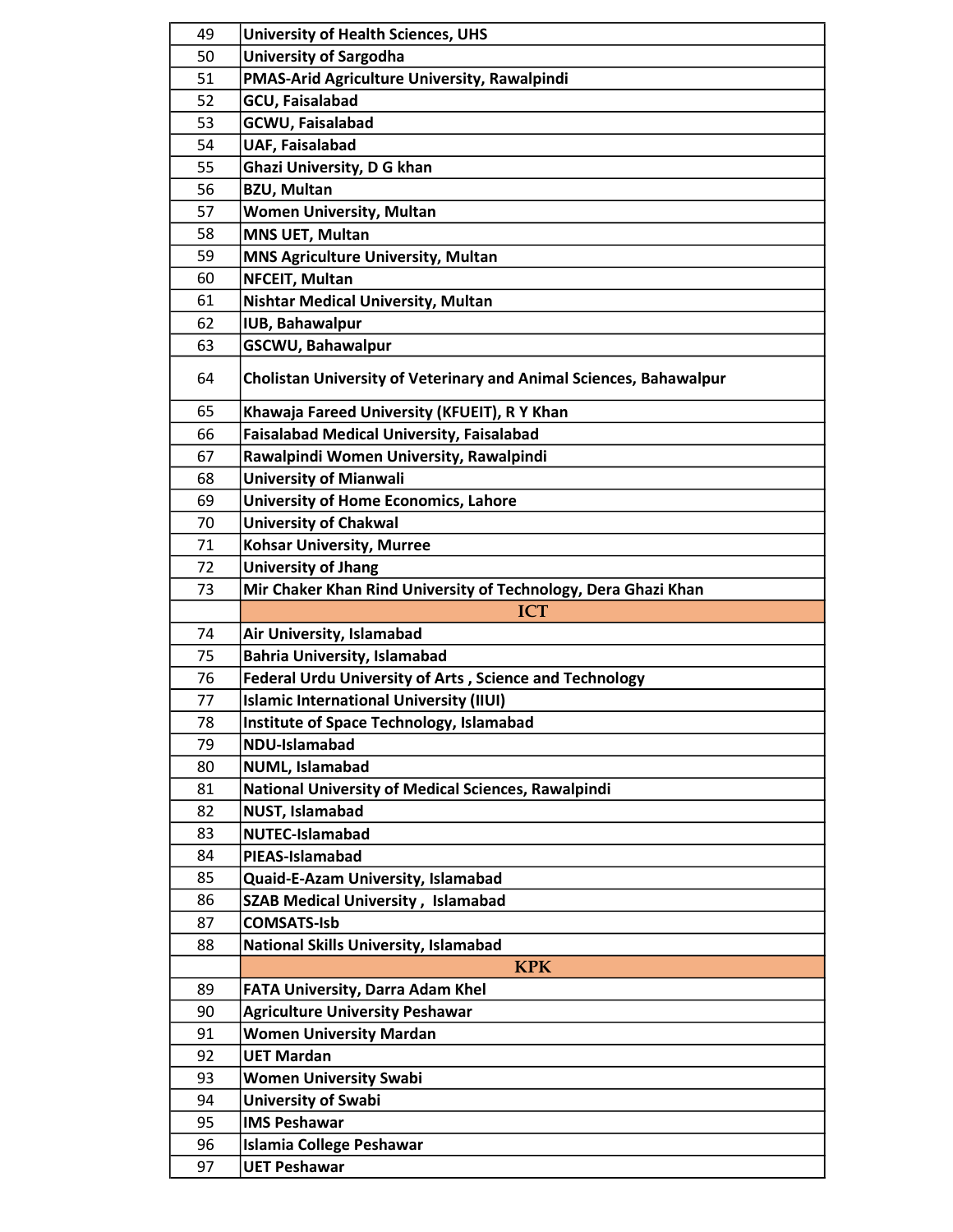| | |
|---|---|
| 49 | **University of Health Sciences, UHS** |
| 50 | **University of Sargodha** |
| 51 | **PMAS-Arid Agriculture University, Rawalpindi** |
| 52 | **GCU, Faisalabad** |
| 53 | **GCWU, Faisalabad** |
| 54 | **UAF, Faisalabad** |
| 55 | **Ghazi University, D G khan** |
| 56 | **BZU, Multan** |
| 57 | **Women University, Multan** |
| 58 | **MNS UET, Multan** |
| 59 | **MNS Agriculture University, Multan** |
| 60 | **NFCEIT, Multan** |
| 61 | **Nishtar Medical University, Multan** |
| 62 | **IUB, Bahawalpur** |
| 63 | **GSCWU, Bahawalpur** |
| 64 | **Cholistan University of Veterinary and Animal Sciences, Bahawalpur** |
| 65 | **Khawaja Fareed University (KFUEIT), R Y Khan** |
| 66 | **Faisalabad Medical University, Faisalabad** |
| 67 | **Rawalpindi Women University, Rawalpindi** |
| 68 | **University of Mianwali** |
| 69 | **University of Home Economics, Lahore** |
| 70 | **University of Chakwal** |
| 71 | **Kohsar University, Murree** |
| 72 | **University of Jhang** |
| 73 | **Mir Chaker Khan Rind University of Technology, Dera Ghazi Khan** |
| | **ICT** |
| 74 | **Air University, Islamabad** |
| 75 | **Bahria University, Islamabad** |
| 76 | **Federal Urdu University of Arts , Science and Technology** |
| 77 | **Islamic International University (IIUI)** |
| 78 | **Institute of Space Technology, Islamabad** |
| 79 | **NDU-Islamabad** |
| 80 | **NUML, Islamabad** |
| 81 | **National University of Medical Sciences, Rawalpindi** |
| 82 | **NUST, Islamabad** |
| 83 | **NUTEC-Islamabad** |
| 84 | **PIEAS-Islamabad** |
| 85 | **Quaid-E-Azam University, Islamabad** |
| 86 | **SZAB Medical University , Islamabad** |
| 87 | **COMSATS-Isb** |
| 88 | **National Skills University, Islamabad** |
| | **KPK** |
| 89 | **FATA University, Darra Adam Khel** |
| 90 | **Agriculture University Peshawar** |
| 91 | **Women University Mardan** |
| 92 | **UET Mardan** |
| 93 | **Women University Swabi** |
| 94 | **University of Swabi** |
| 95 | **IMS Peshawar** |
| 96 | **Islamia College Peshawar** |
| 97 | **UET Peshawar** |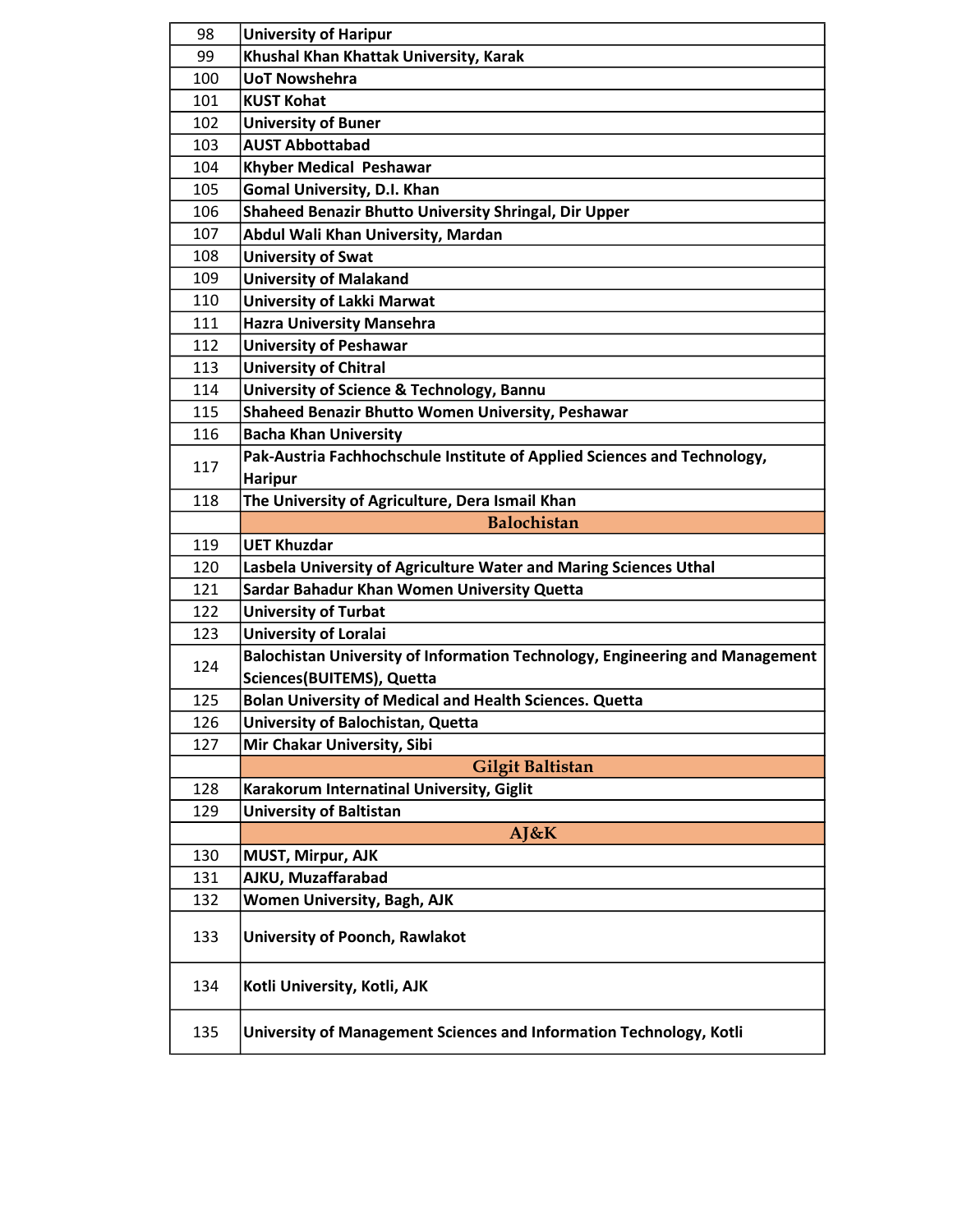| | |
|---|---|
| 98 | University of Haripur |
| 99 | Khushal Khan Khattak University, Karak |
| 100 | UoT Nowshehra |
| 101 | KUST Kohat |
| 102 | University of Buner |
| 103 | AUST Abbottabad |
| 104 | Khyber Medical Peshawar |
| 105 | Gomal University, D.I. Khan |
| 106 | Shaheed Benazir Bhutto University Shringal, Dir Upper |
| 107 | Abdul Wali Khan University, Mardan |
| 108 | University of Swat |
| 109 | University of Malakand |
| 110 | University of Lakki Marwat |
| 111 | Hazra University Mansehra |
| 112 | University of Peshawar |
| 113 | University of Chitral |
| 114 | University of Science & Technology, Bannu |
| 115 | Shaheed Benazir Bhutto Women University, Peshawar |
| 116 | Bacha Khan University |
| 117 | Pak-Austria Fachhochschule Institute of Applied Sciences and Technology, Haripur |
| 118 | The University of Agriculture, Dera Ismail Khan |
| | **Balochistan** |
| 119 | UET Khuzdar |
| 120 | Lasbela University of Agriculture Water and Maring Sciences Uthal |
| 121 | Sardar Bahadur Khan Women University Quetta |
| 122 | University of Turbat |
| 123 | University of Loralai |
| 124 | Balochistan University of Information Technology, Engineering and Management Sciences(BUITEMS), Quetta |
| 125 | Bolan University of Medical and Health Sciences. Quetta |
| 126 | University of Balochistan, Quetta |
| 127 | Mir Chakar University, Sibi |
| | **Gilgit Baltistan** |
| 128 | Karakorum Internatinal University, Giglit |
| 129 | University of Baltistan |
| | **AJ&K** |
| 130 | MUST, Mirpur, AJK |
| 131 | AJKU, Muzaffarabad |
| 132 | Women University, Bagh, AJK |
| 133 | University of Poonch, Rawlakot |
| 134 | Kotli University, Kotli, AJK |
| 135 | University of Management Sciences and Information Technology, Kotli |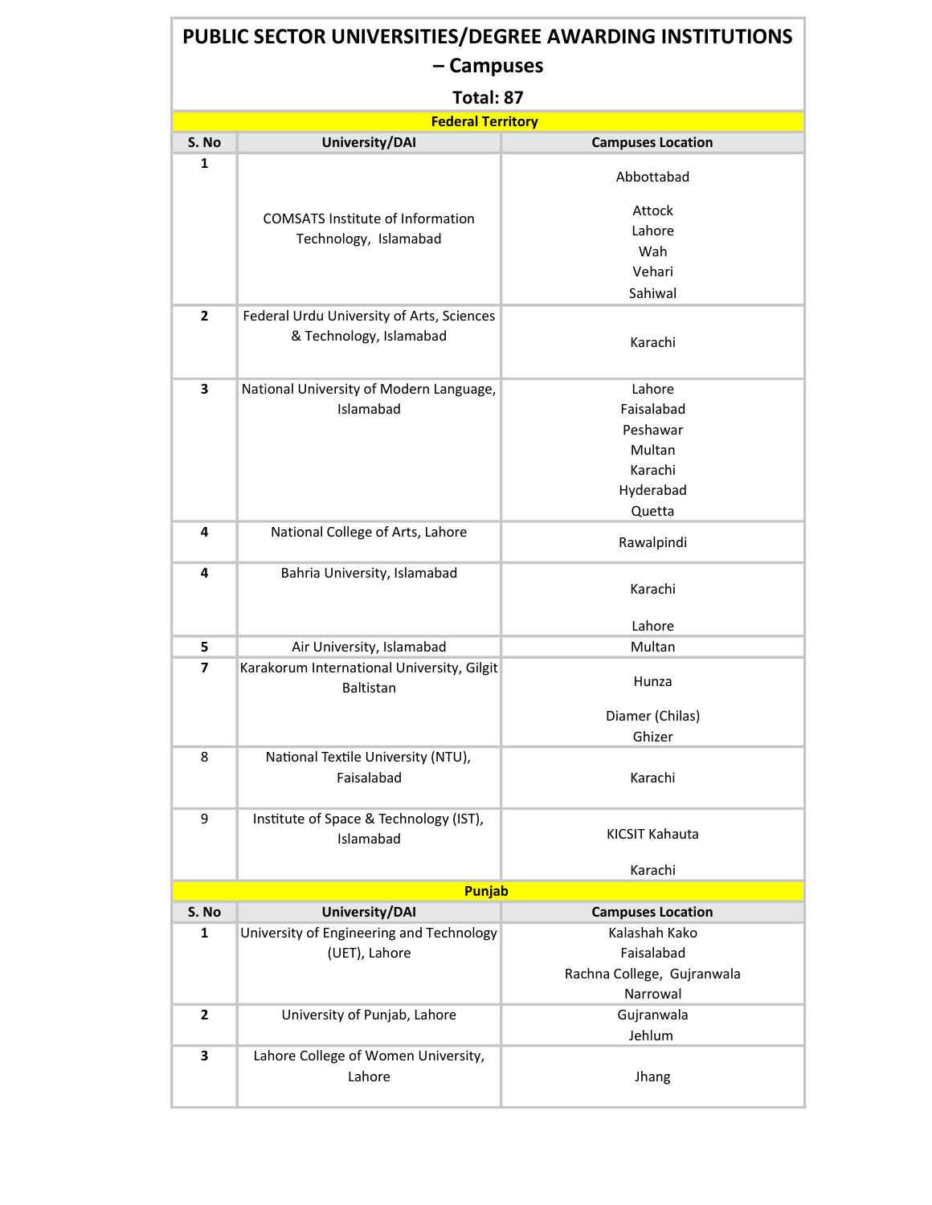# PUBLIC SECTOR UNIVERSITIES/DEGREE AWARDING INSTITUTIONS – Campuses

**Total: 87**

**Federal Territory**

| S. No | University/DAI | Campuses Location |
|---|---|---|
| 1 | COMSATS Institute of Information Technology, Islamabad | Abbottabad<br>Attock<br>Lahore<br>Wah<br>Vehari<br>Sahiwal |
| 2 | Federal Urdu University of Arts, Sciences & Technology, Islamabad | Karachi |
| 3 | National University of Modern Language, Islamabad | Lahore<br>Faisalabad<br>Peshawar<br>Multan<br>Karachi<br>Hyderabad<br>Quetta |
| 4 | National College of Arts, Lahore | Rawalpindi |
| 4 | Bahria University, Islamabad | Karachi<br>Lahore |
| 5 | Air University, Islamabad | Multan |
| 7 | Karakorum International University, Gilgit Baltistan | Hunza<br>Diamer (Chilas)<br>Ghizer |
| 8 | National Textile University (NTU), Faisalabad | Karachi |
| 9 | Institute of Space & Technology (IST), Islamabad | KICSIT Kahauta<br>Karachi |

**Punjab**

| S. No | University/DAI | Campuses Location |
|---|---|---|
| 1 | University of Engineering and Technology (UET), Lahore | Kalashah Kako<br>Faisalabad<br>Rachna College, Gujranwala<br>Narrowal |
| 2 | University of Punjab, Lahore | Gujranwala<br>Jehlum |
| 3 | Lahore College of Women University, Lahore | Jhang |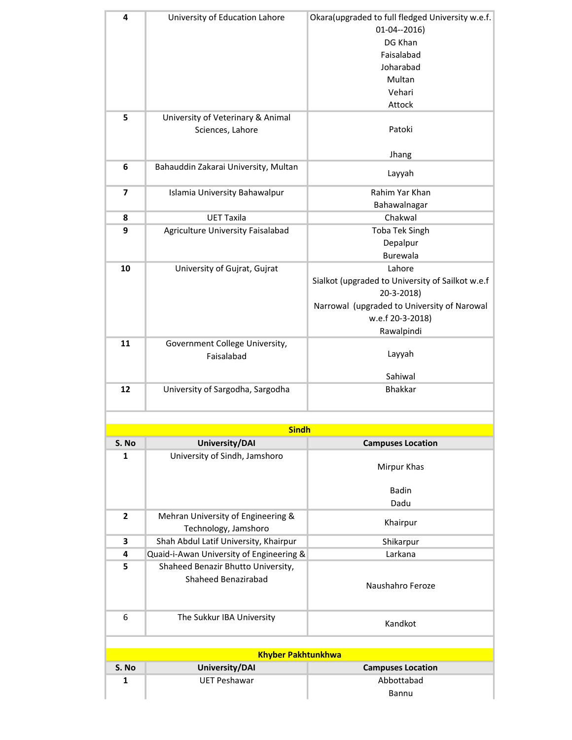| S. No | University/DAI | Campuses Location |
|---|---|---|
| **4** | University of Education Lahore | Okara(upgraded to full fledged University w.e.f. 01-04--2016)<br>DG Khan<br>Faisalabad<br>Joharabad<br>Multan<br>Vehari<br>Attock |
| **5** | University of Veterinary & Animal Sciences, Lahore | Patoki<br>Jhang |
| **6** | Bahauddin Zakarai University, Multan | Layyah |
| **7** | Islamia University Bahawalpur | Rahim Yar Khan<br>Bahawalnagar |
| **8** | UET Taxila | Chakwal |
| **9** | Agriculture University Faisalabad | Toba Tek Singh<br>Depalpur<br>Burewala |
| **10** | University of Gujrat, Gujrat | Lahore<br>Sialkot (upgraded to University of Sailkot w.e.f 20-3-2018)<br>Narrowal (upgraded to University of Narowal w.e.f 20-3-2018)<br>Rawalpindi |
| **11** | Government College University, Faisalabad | Layyah<br>Sahiwal |
| **12** | University of Sargodha, Sargodha | Bhakkar |

**Sindh**

| S. No | University/DAI | Campuses Location |
|---|---|---|
| **1** | University of Sindh, Jamshoro | Mirpur Khas<br>Badin<br>Dadu |
| **2** | Mehran University of Engineering & Technology, Jamshoro | Khairpur |
| **3** | Shah Abdul Latif University, Khairpur | Shikarpur |
| **4** | Quaid-i-Awan University of Engineering & | Larkana |
| **5** | Shaheed Benazir Bhutto University, Shaheed Benazirabad | Naushahro Feroze |
| 6 | The Sukkur IBA University | Kandkot |

**Khyber Pakhtunkhwa**

| S. No | University/DAI | Campuses Location |
|---|---|---|
| **1** | UET Peshawar | Abbottabad<br>Bannu |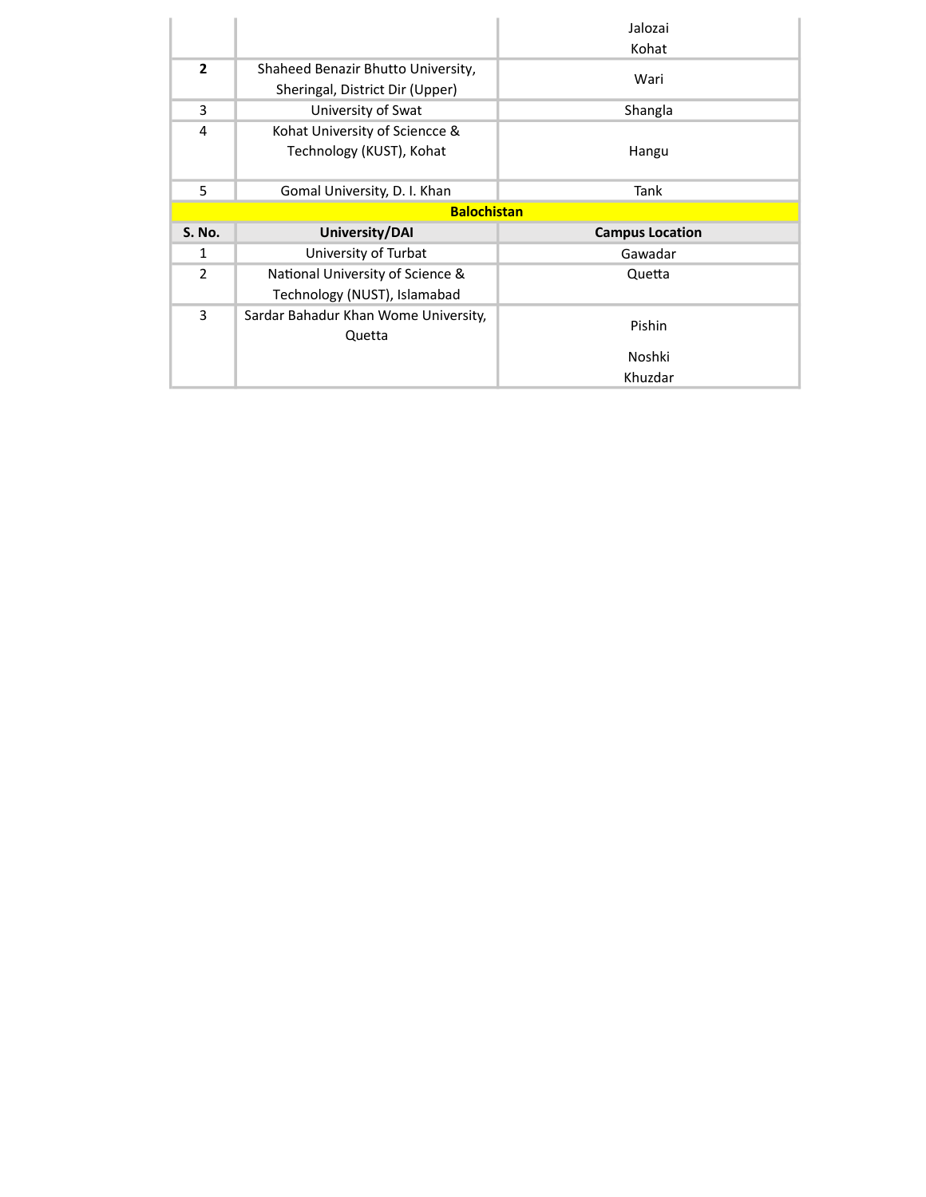| | | |
|---|---|---|
| | | Jalozai<br>Kohat |
| **2** | Shaheed Benazir Bhutto University, Sheringal, District Dir (Upper) | Wari |
| 3 | University of Swat | Shangla |
| 4 | Kohat University of Sciencce & Technology (KUST), Kohat | Hangu |
| 5 | Gomal University, D. I. Khan | Tank |
| | **Balochistan** | |
| **S. No.** | **University/DAI** | **Campus Location** |
| 1 | University of Turbat | Gawadar |
| 2 | National University of Science & Technology (NUST), Islamabad | Quetta |
| 3 | Sardar Bahadur Khan Wome University, Quetta | Pishin<br>Noshki<br>Khuzdar |